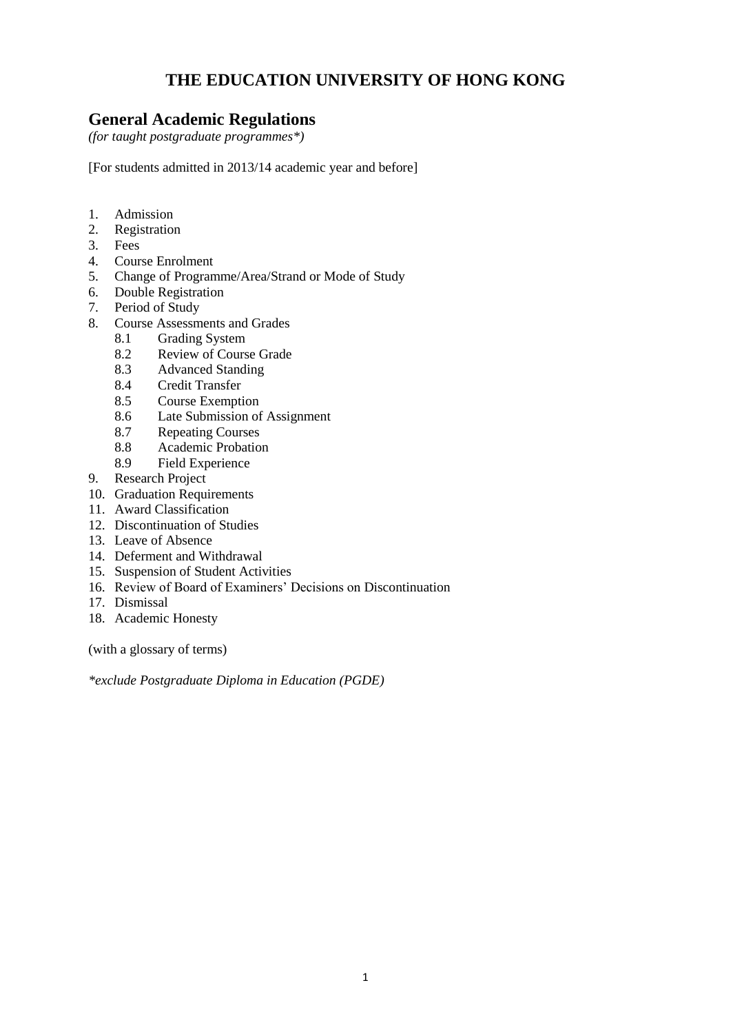# THE EDUCATION UNIVERSITY OF HONG KONG

## General Academic Regulations

*(for taught postgraduate programmes*)*

[For students admitted in 2013/14 academic year and before]

1. Admission
2. Registration
3. Fees
4. Course Enrolment
5. Change of Programme/Area/Strand or Mode of Study
6. Double Registration
7. Period of Study
8. Course Assessments and Grades
   - 8.1 Grading System
   - 8.2 Review of Course Grade
   - 8.3 Advanced Standing
   - 8.4 Credit Transfer
   - 8.5 Course Exemption
   - 8.6 Late Submission of Assignment
   - 8.7 Repeating Courses
   - 8.8 Academic Probation
   - 8.9 Field Experience
9. Research Project
10. Graduation Requirements
11. Award Classification
12. Discontinuation of Studies
13. Leave of Absence
14. Deferment and Withdrawal
15. Suspension of Student Activities
16. Review of Board of Examiners' Decisions on Discontinuation
17. Dismissal
18. Academic Honesty

(with a glossary of terms)

*\*exclude Postgraduate Diploma in Education (PGDE)*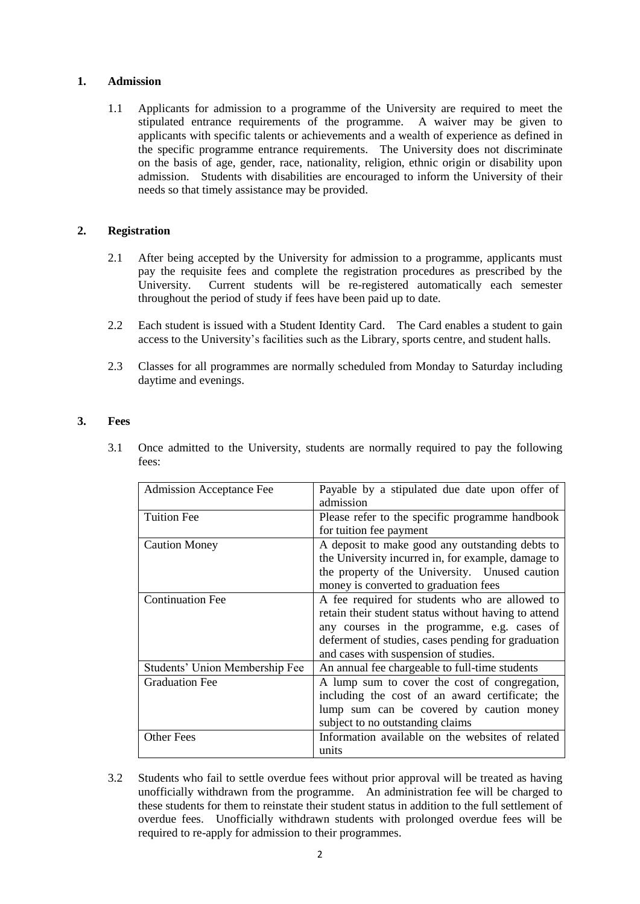## 1. Admission

1.1 Applicants for admission to a programme of the University are required to meet the stipulated entrance requirements of the programme. A waiver may be given to applicants with specific talents or achievements and a wealth of experience as defined in the specific programme entrance requirements. The University does not discriminate on the basis of age, gender, race, nationality, religion, ethnic origin or disability upon admission. Students with disabilities are encouraged to inform the University of their needs so that timely assistance may be provided.

## 2. Registration

2.1 After being accepted by the University for admission to a programme, applicants must pay the requisite fees and complete the registration procedures as prescribed by the University. Current students will be re-registered automatically each semester throughout the period of study if fees have been paid up to date.

2.2 Each student is issued with a Student Identity Card. The Card enables a student to gain access to the University's facilities such as the Library, sports centre, and student halls.

2.3 Classes for all programmes are normally scheduled from Monday to Saturday including daytime and evenings.

## 3. Fees

3.1 Once admitted to the University, students are normally required to pay the following fees:

| | |
|---|---|
| Admission Acceptance Fee | Payable by a stipulated due date upon offer of admission |
| Tuition Fee | Please refer to the specific programme handbook for tuition fee payment |
| Caution Money | A deposit to make good any outstanding debts to the University incurred in, for example, damage to the property of the University. Unused caution money is converted to graduation fees |
| Continuation Fee | A fee required for students who are allowed to retain their student status without having to attend any courses in the programme, e.g. cases of deferment of studies, cases pending for graduation and cases with suspension of studies. |
| Students' Union Membership Fee | An annual fee chargeable to full-time students |
| Graduation Fee | A lump sum to cover the cost of congregation, including the cost of an award certificate; the lump sum can be covered by caution money subject to no outstanding claims |
| Other Fees | Information available on the websites of related units |

3.2 Students who fail to settle overdue fees without prior approval will be treated as having unofficially withdrawn from the programme. An administration fee will be charged to these students for them to reinstate their student status in addition to the full settlement of overdue fees. Unofficially withdrawn students with prolonged overdue fees will be required to re-apply for admission to their programmes.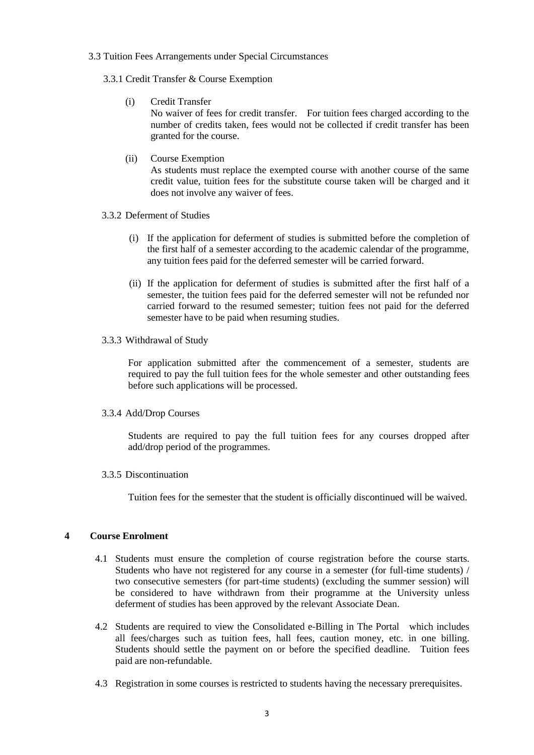### 3.3 Tuition Fees Arrangements under Special Circumstances

#### 3.3.1 Credit Transfer & Course Exemption

(i) Credit Transfer
No waiver of fees for credit transfer. For tuition fees charged according to the number of credits taken, fees would not be collected if credit transfer has been granted for the course.

(ii) Course Exemption
As students must replace the exempted course with another course of the same credit value, tuition fees for the substitute course taken will be charged and it does not involve any waiver of fees.

#### 3.3.2 Deferment of Studies

(i) If the application for deferment of studies is submitted before the completion of the first half of a semester according to the academic calendar of the programme, any tuition fees paid for the deferred semester will be carried forward.

(ii) If the application for deferment of studies is submitted after the first half of a semester, the tuition fees paid for the deferred semester will not be refunded nor carried forward to the resumed semester; tuition fees not paid for the deferred semester have to be paid when resuming studies.

#### 3.3.3 Withdrawal of Study

For application submitted after the commencement of a semester, students are required to pay the full tuition fees for the whole semester and other outstanding fees before such applications will be processed.

#### 3.3.4 Add/Drop Courses

Students are required to pay the full tuition fees for any courses dropped after add/drop period of the programmes.

#### 3.3.5 Discontinuation

Tuition fees for the semester that the student is officially discontinued will be waived.

## 4 Course Enrolment

4.1 Students must ensure the completion of course registration before the course starts. Students who have not registered for any course in a semester (for full-time students) / two consecutive semesters (for part-time students) (excluding the summer session) will be considered to have withdrawn from their programme at the University unless deferment of studies has been approved by the relevant Associate Dean.

4.2 Students are required to view the Consolidated e-Billing in The Portal which includes all fees/charges such as tuition fees, hall fees, caution money, etc. in one billing. Students should settle the payment on or before the specified deadline. Tuition fees paid are non-refundable.

4.3 Registration in some courses is restricted to students having the necessary prerequisites.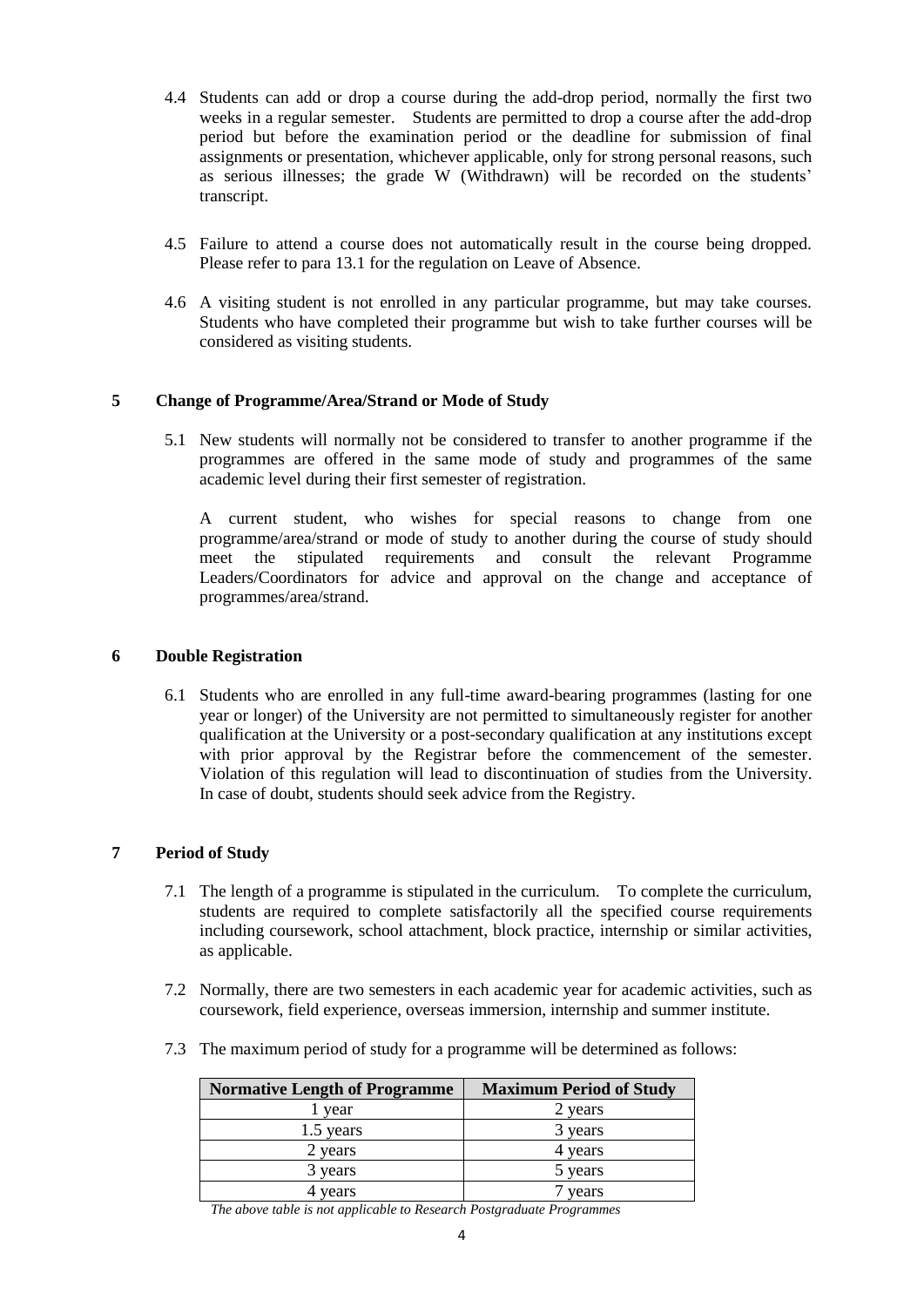4.4 Students can add or drop a course during the add-drop period, normally the first two weeks in a regular semester. Students are permitted to drop a course after the add-drop period but before the examination period or the deadline for submission of final assignments or presentation, whichever applicable, only for strong personal reasons, such as serious illnesses; the grade W (Withdrawn) will be recorded on the students' transcript.

4.5 Failure to attend a course does not automatically result in the course being dropped. Please refer to para 13.1 for the regulation on Leave of Absence.

4.6 A visiting student is not enrolled in any particular programme, but may take courses. Students who have completed their programme but wish to take further courses will be considered as visiting students.

## 5 Change of Programme/Area/Strand or Mode of Study

5.1 New students will normally not be considered to transfer to another programme if the programmes are offered in the same mode of study and programmes of the same academic level during their first semester of registration.

A current student, who wishes for special reasons to change from one programme/area/strand or mode of study to another during the course of study should meet the stipulated requirements and consult the relevant Programme Leaders/Coordinators for advice and approval on the change and acceptance of programmes/area/strand.

## 6 Double Registration

6.1 Students who are enrolled in any full-time award-bearing programmes (lasting for one year or longer) of the University are not permitted to simultaneously register for another qualification at the University or a post-secondary qualification at any institutions except with prior approval by the Registrar before the commencement of the semester. Violation of this regulation will lead to discontinuation of studies from the University. In case of doubt, students should seek advice from the Registry.

## 7 Period of Study

7.1 The length of a programme is stipulated in the curriculum. To complete the curriculum, students are required to complete satisfactorily all the specified course requirements including coursework, school attachment, block practice, internship or similar activities, as applicable.

7.2 Normally, there are two semesters in each academic year for academic activities, such as coursework, field experience, overseas immersion, internship and summer institute.

7.3 The maximum period of study for a programme will be determined as follows:

| Normative Length of Programme | Maximum Period of Study |
|---|---|
| 1 year | 2 years |
| 1.5 years | 3 years |
| 2 years | 4 years |
| 3 years | 5 years |
| 4 years | 7 years |

*The above table is not applicable to Research Postgraduate Programmes*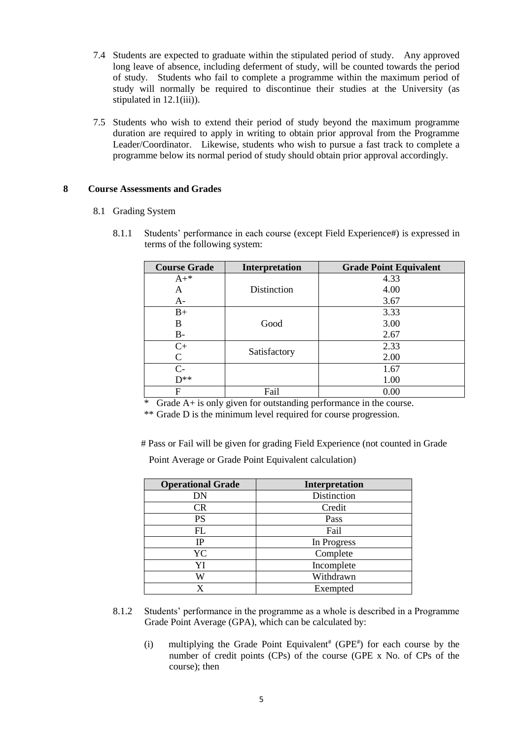7.4 Students are expected to graduate within the stipulated period of study. Any approved long leave of absence, including deferment of study, will be counted towards the period of study. Students who fail to complete a programme within the maximum period of study will normally be required to discontinue their studies at the University (as stipulated in 12.1(iii)).

7.5 Students who wish to extend their period of study beyond the maximum programme duration are required to apply in writing to obtain prior approval from the Programme Leader/Coordinator. Likewise, students who wish to pursue a fast track to complete a programme below its normal period of study should obtain prior approval accordingly.

## 8 Course Assessments and Grades

8.1 Grading System

8.1.1 Students' performance in each course (except Field Experience#) is expressed in terms of the following system:

| Course Grade | Interpretation | Grade Point Equivalent |
|---|---|---|
| A+* | Distinction | 4.33 |
| A | | 4.00 |
| A- | | 3.67 |
| B+ | Good | 3.33 |
| B | | 3.00 |
| B- | | 2.67 |
| C+ | Satisfactory | 2.33 |
| C | | 2.00 |
| C- | | 1.67 |
| D** | | 1.00 |
| F | Fail | 0.00 |

\* Grade A+ is only given for outstanding performance in the course.

** Grade D is the minimum level required for course progression.

# Pass or Fail will be given for grading Field Experience (not counted in Grade Point Average or Grade Point Equivalent calculation)

| Operational Grade | Interpretation |
|---|---|
| DN | Distinction |
| CR | Credit |
| PS | Pass |
| FL | Fail |
| IP | In Progress |
| YC | Complete |
| YI | Incomplete |
| W | Withdrawn |
| X | Exempted |

8.1.2 Students' performance in the programme as a whole is described in a Programme Grade Point Average (GPA), which can be calculated by:

(i) multiplying the Grade Point Equivalent# (GPE#) for each course by the number of credit points (CPs) of the course (GPE x No. of CPs of the course); then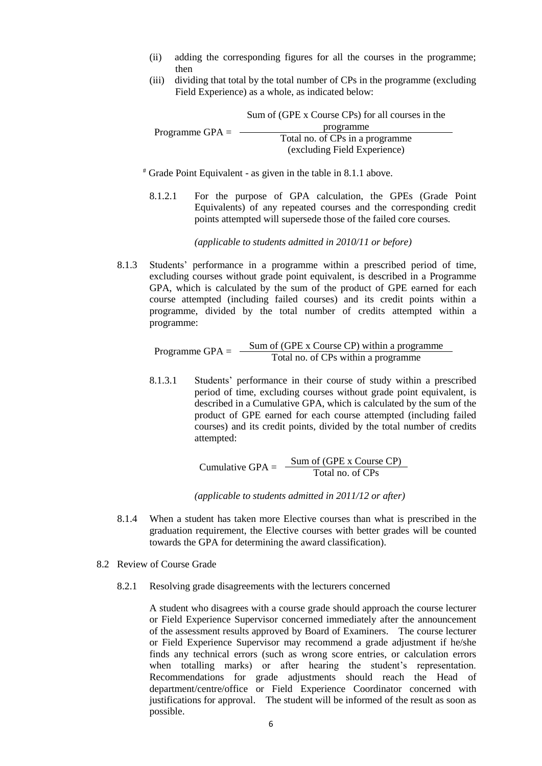(ii) adding the corresponding figures for all the courses in the programme; then

(iii) dividing that total by the total number of CPs in the programme (excluding Field Experience) as a whole, as indicated below:

$$\text{Programme GPA} = \frac{\text{Sum of (GPE x Course CPs) for all courses in the programme}}{\text{Total no. of CPs in a programme (excluding Field Experience)}}$$

# Grade Point Equivalent - as given in the table in 8.1.1 above.

8.1.2.1 For the purpose of GPA calculation, the GPEs (Grade Point Equivalents) of any repeated courses and the corresponding credit points attempted will supersede those of the failed core courses.

*(applicable to students admitted in 2010/11 or before)*

8.1.3 Students' performance in a programme within a prescribed period of time, excluding courses without grade point equivalent, is described in a Programme GPA, which is calculated by the sum of the product of GPE earned for each course attempted (including failed courses) and its credit points within a programme, divided by the total number of credits attempted within a programme:

$$\text{Programme GPA} = \frac{\text{Sum of (GPE x Course CP) within a programme}}{\text{Total no. of CPs within a programme}}$$

8.1.3.1 Students' performance in their course of study within a prescribed period of time, excluding courses without grade point equivalent, is described in a Cumulative GPA, which is calculated by the sum of the product of GPE earned for each course attempted (including failed courses) and its credit points, divided by the total number of credits attempted:

$$\text{Cumulative GPA} = \frac{\text{Sum of (GPE x Course CP)}}{\text{Total no. of CPs}}$$

*(applicable to students admitted in 2011/12 or after)*

8.1.4 When a student has taken more Elective courses than what is prescribed in the graduation requirement, the Elective courses with better grades will be counted towards the GPA for determining the award classification).

8.2 Review of Course Grade

8.2.1 Resolving grade disagreements with the lecturers concerned

A student who disagrees with a course grade should approach the course lecturer or Field Experience Supervisor concerned immediately after the announcement of the assessment results approved by Board of Examiners. The course lecturer or Field Experience Supervisor may recommend a grade adjustment if he/she finds any technical errors (such as wrong score entries, or calculation errors when totalling marks) or after hearing the student's representation. Recommendations for grade adjustments should reach the Head of department/centre/office or Field Experience Coordinator concerned with justifications for approval. The student will be informed of the result as soon as possible.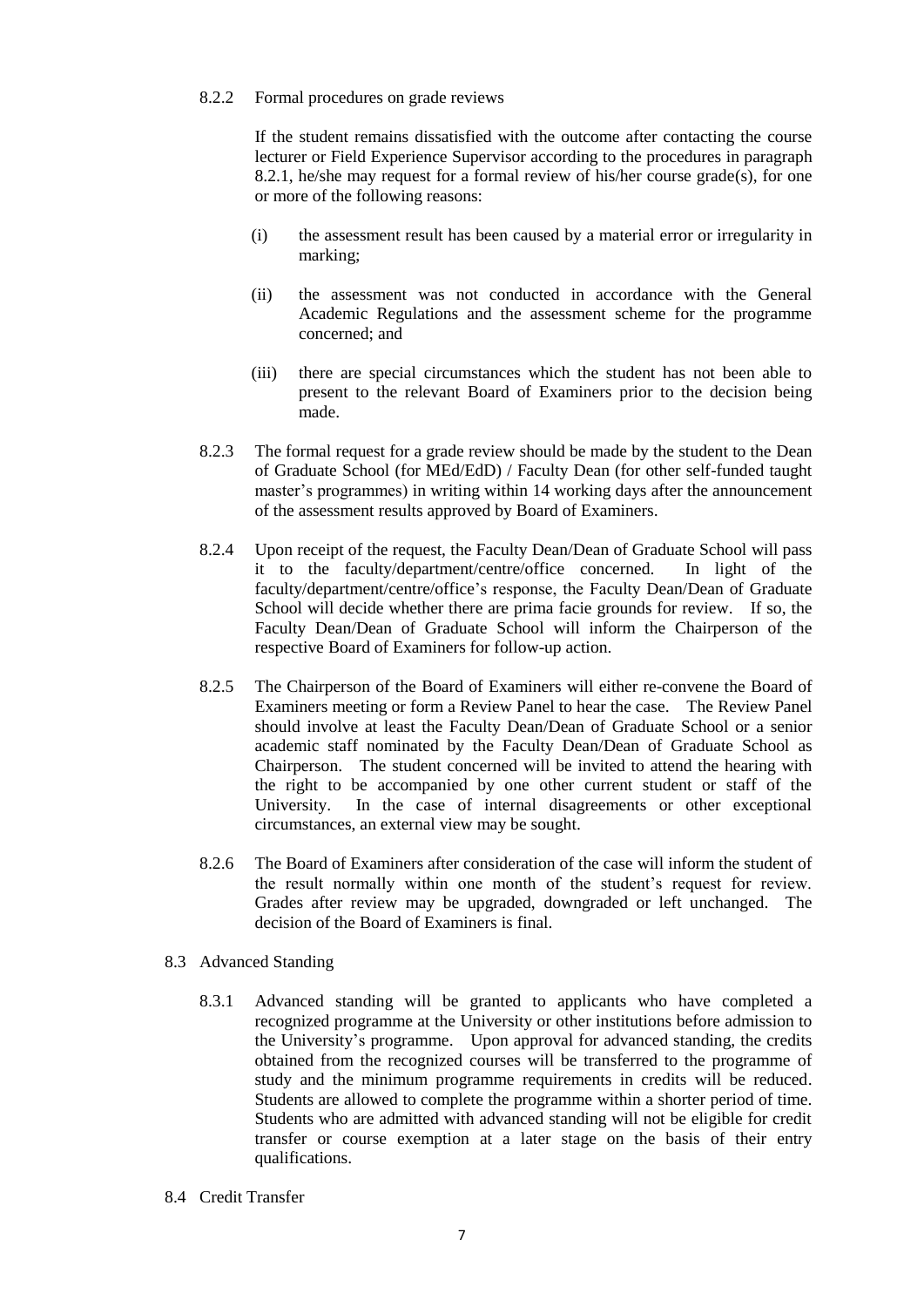8.2.2 Formal procedures on grade reviews

If the student remains dissatisfied with the outcome after contacting the course lecturer or Field Experience Supervisor according to the procedures in paragraph 8.2.1, he/she may request for a formal review of his/her course grade(s), for one or more of the following reasons:

(i) the assessment result has been caused by a material error or irregularity in marking;

(ii) the assessment was not conducted in accordance with the General Academic Regulations and the assessment scheme for the programme concerned; and

(iii) there are special circumstances which the student has not been able to present to the relevant Board of Examiners prior to the decision being made.

8.2.3 The formal request for a grade review should be made by the student to the Dean of Graduate School (for MEd/EdD) / Faculty Dean (for other self-funded taught master's programmes) in writing within 14 working days after the announcement of the assessment results approved by Board of Examiners.

8.2.4 Upon receipt of the request, the Faculty Dean/Dean of Graduate School will pass it to the faculty/department/centre/office concerned. In light of the faculty/department/centre/office's response, the Faculty Dean/Dean of Graduate School will decide whether there are prima facie grounds for review. If so, the Faculty Dean/Dean of Graduate School will inform the Chairperson of the respective Board of Examiners for follow-up action.

8.2.5 The Chairperson of the Board of Examiners will either re-convene the Board of Examiners meeting or form a Review Panel to hear the case. The Review Panel should involve at least the Faculty Dean/Dean of Graduate School or a senior academic staff nominated by the Faculty Dean/Dean of Graduate School as Chairperson. The student concerned will be invited to attend the hearing with the right to be accompanied by one other current student or staff of the University. In the case of internal disagreements or other exceptional circumstances, an external view may be sought.

8.2.6 The Board of Examiners after consideration of the case will inform the student of the result normally within one month of the student's request for review. Grades after review may be upgraded, downgraded or left unchanged. The decision of the Board of Examiners is final.

8.3 Advanced Standing

8.3.1 Advanced standing will be granted to applicants who have completed a recognized programme at the University or other institutions before admission to the University's programme. Upon approval for advanced standing, the credits obtained from the recognized courses will be transferred to the programme of study and the minimum programme requirements in credits will be reduced. Students are allowed to complete the programme within a shorter period of time. Students who are admitted with advanced standing will not be eligible for credit transfer or course exemption at a later stage on the basis of their entry qualifications.

8.4 Credit Transfer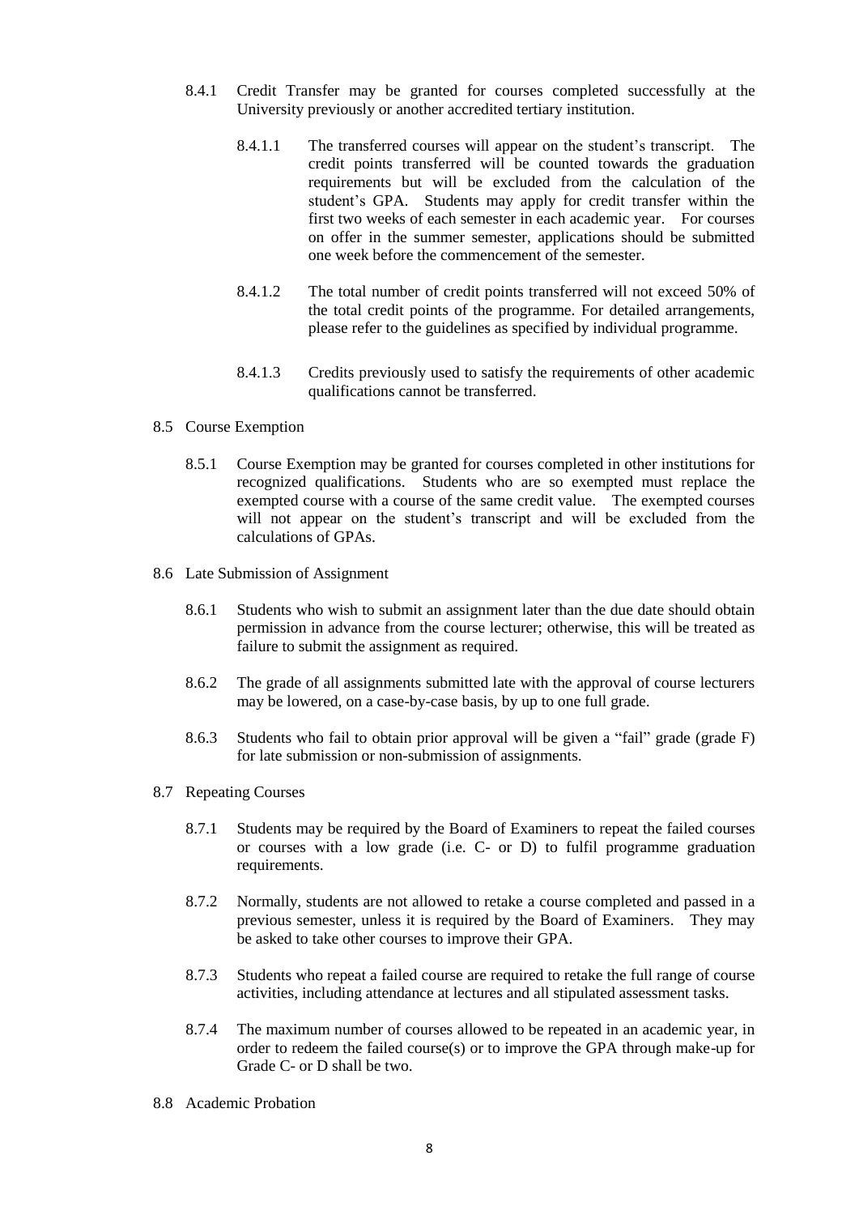8.4.1 Credit Transfer may be granted for courses completed successfully at the University previously or another accredited tertiary institution.

8.4.1.1 The transferred courses will appear on the student's transcript. The credit points transferred will be counted towards the graduation requirements but will be excluded from the calculation of the student's GPA. Students may apply for credit transfer within the first two weeks of each semester in each academic year. For courses on offer in the summer semester, applications should be submitted one week before the commencement of the semester.

8.4.1.2 The total number of credit points transferred will not exceed 50% of the total credit points of the programme. For detailed arrangements, please refer to the guidelines as specified by individual programme.

8.4.1.3 Credits previously used to satisfy the requirements of other academic qualifications cannot be transferred.

8.5 Course Exemption

8.5.1 Course Exemption may be granted for courses completed in other institutions for recognized qualifications. Students who are so exempted must replace the exempted course with a course of the same credit value. The exempted courses will not appear on the student's transcript and will be excluded from the calculations of GPAs.

8.6 Late Submission of Assignment

8.6.1 Students who wish to submit an assignment later than the due date should obtain permission in advance from the course lecturer; otherwise, this will be treated as failure to submit the assignment as required.

8.6.2 The grade of all assignments submitted late with the approval of course lecturers may be lowered, on a case-by-case basis, by up to one full grade.

8.6.3 Students who fail to obtain prior approval will be given a "fail" grade (grade F) for late submission or non-submission of assignments.

8.7 Repeating Courses

8.7.1 Students may be required by the Board of Examiners to repeat the failed courses or courses with a low grade (i.e. C- or D) to fulfil programme graduation requirements.

8.7.2 Normally, students are not allowed to retake a course completed and passed in a previous semester, unless it is required by the Board of Examiners. They may be asked to take other courses to improve their GPA.

8.7.3 Students who repeat a failed course are required to retake the full range of course activities, including attendance at lectures and all stipulated assessment tasks.

8.7.4 The maximum number of courses allowed to be repeated in an academic year, in order to redeem the failed course(s) or to improve the GPA through make-up for Grade C- or D shall be two.

8.8 Academic Probation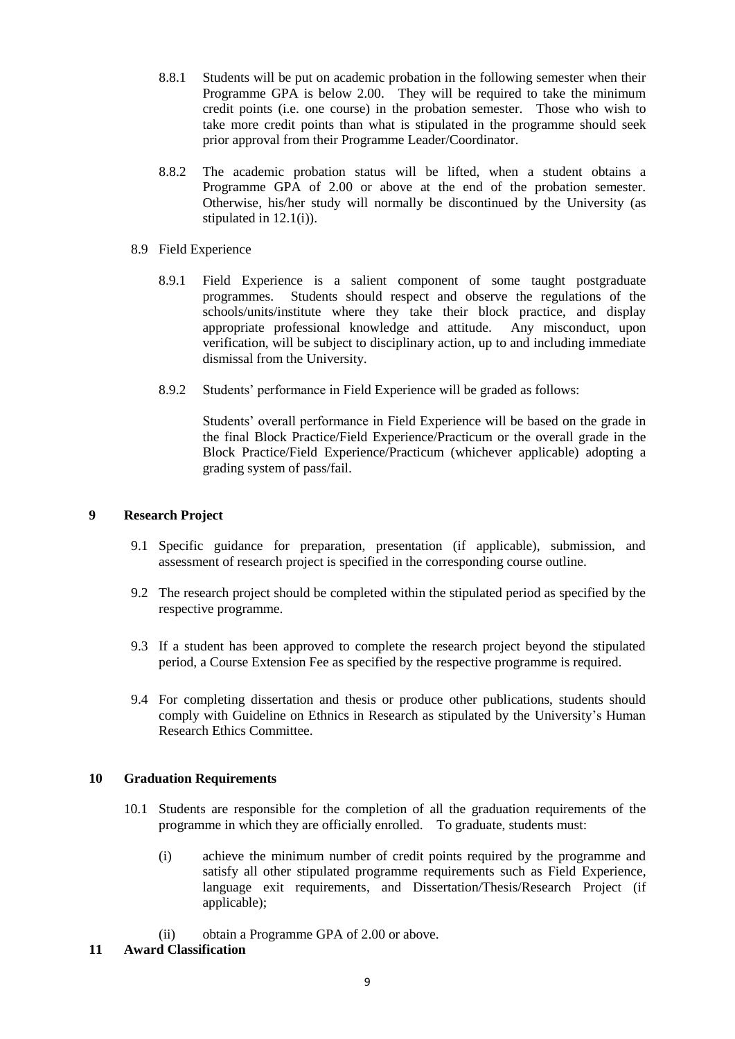8.8.1 Students will be put on academic probation in the following semester when their Programme GPA is below 2.00. They will be required to take the minimum credit points (i.e. one course) in the probation semester. Those who wish to take more credit points than what is stipulated in the programme should seek prior approval from their Programme Leader/Coordinator.

8.8.2 The academic probation status will be lifted, when a student obtains a Programme GPA of 2.00 or above at the end of the probation semester. Otherwise, his/her study will normally be discontinued by the University (as stipulated in 12.1(i)).

8.9 Field Experience

8.9.1 Field Experience is a salient component of some taught postgraduate programmes. Students should respect and observe the regulations of the schools/units/institute where they take their block practice, and display appropriate professional knowledge and attitude. Any misconduct, upon verification, will be subject to disciplinary action, up to and including immediate dismissal from the University.

8.9.2 Students' performance in Field Experience will be graded as follows:

Students' overall performance in Field Experience will be based on the grade in the final Block Practice/Field Experience/Practicum or the overall grade in the Block Practice/Field Experience/Practicum (whichever applicable) adopting a grading system of pass/fail.

## 9 Research Project

9.1 Specific guidance for preparation, presentation (if applicable), submission, and assessment of research project is specified in the corresponding course outline.

9.2 The research project should be completed within the stipulated period as specified by the respective programme.

9.3 If a student has been approved to complete the research project beyond the stipulated period, a Course Extension Fee as specified by the respective programme is required.

9.4 For completing dissertation and thesis or produce other publications, students should comply with Guideline on Ethnics in Research as stipulated by the University's Human Research Ethics Committee.

## 10 Graduation Requirements

10.1 Students are responsible for the completion of all the graduation requirements of the programme in which they are officially enrolled. To graduate, students must:

(i) achieve the minimum number of credit points required by the programme and satisfy all other stipulated programme requirements such as Field Experience, language exit requirements, and Dissertation/Thesis/Research Project (if applicable);

(ii) obtain a Programme GPA of 2.00 or above.

## 11 Award Classification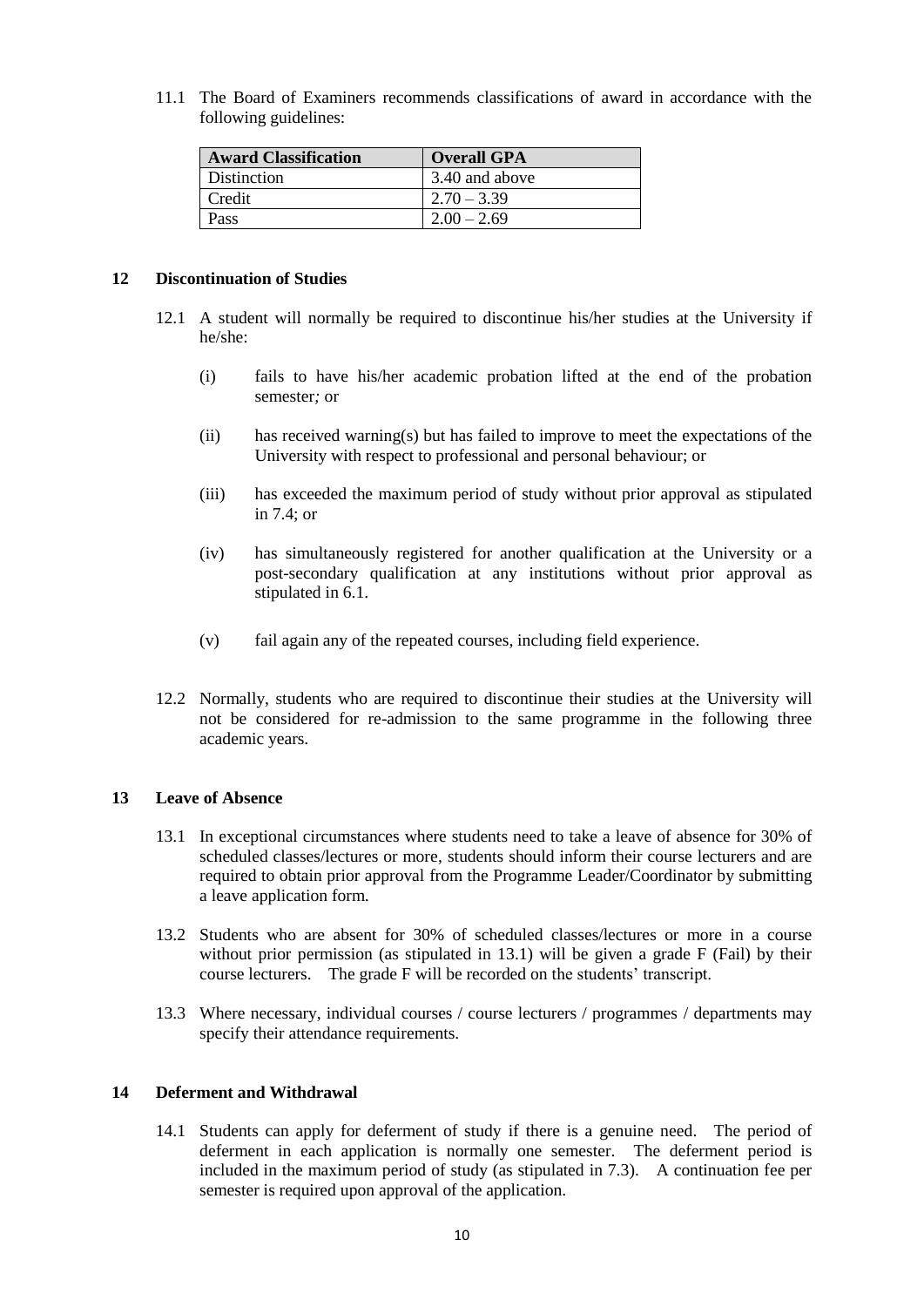11.1 The Board of Examiners recommends classifications of award in accordance with the following guidelines:

| Award Classification | Overall GPA |
|---|---|
| Distinction | 3.40 and above |
| Credit | 2.70 – 3.39 |
| Pass | 2.00 – 2.69 |

## 12 Discontinuation of Studies

12.1 A student will normally be required to discontinue his/her studies at the University if he/she:

(i) fails to have his/her academic probation lifted at the end of the probation semester; or

(ii) has received warning(s) but has failed to improve to meet the expectations of the University with respect to professional and personal behaviour; or

(iii) has exceeded the maximum period of study without prior approval as stipulated in 7.4; or

(iv) has simultaneously registered for another qualification at the University or a post-secondary qualification at any institutions without prior approval as stipulated in 6.1.

(v) fail again any of the repeated courses, including field experience.

12.2 Normally, students who are required to discontinue their studies at the University will not be considered for re-admission to the same programme in the following three academic years.

## 13 Leave of Absence

13.1 In exceptional circumstances where students need to take a leave of absence for 30% of scheduled classes/lectures or more, students should inform their course lecturers and are required to obtain prior approval from the Programme Leader/Coordinator by submitting a leave application form.

13.2 Students who are absent for 30% of scheduled classes/lectures or more in a course without prior permission (as stipulated in 13.1) will be given a grade F (Fail) by their course lecturers. The grade F will be recorded on the students' transcript.

13.3 Where necessary, individual courses / course lecturers / programmes / departments may specify their attendance requirements.

## 14 Deferment and Withdrawal

14.1 Students can apply for deferment of study if there is a genuine need. The period of deferment in each application is normally one semester. The deferment period is included in the maximum period of study (as stipulated in 7.3). A continuation fee per semester is required upon approval of the application.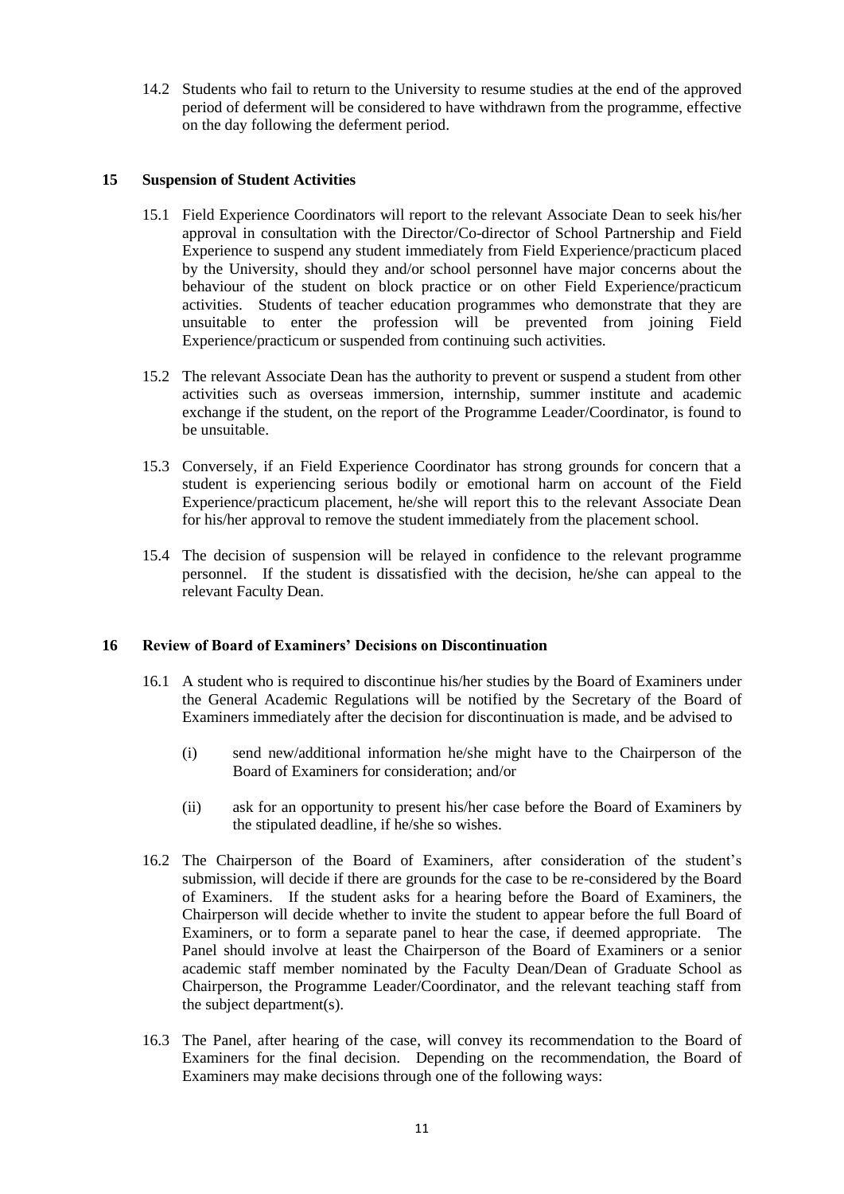14.2 Students who fail to return to the University to resume studies at the end of the approved period of deferment will be considered to have withdrawn from the programme, effective on the day following the deferment period.

## 15 Suspension of Student Activities

15.1 Field Experience Coordinators will report to the relevant Associate Dean to seek his/her approval in consultation with the Director/Co-director of School Partnership and Field Experience to suspend any student immediately from Field Experience/practicum placed by the University, should they and/or school personnel have major concerns about the behaviour of the student on block practice or on other Field Experience/practicum activities. Students of teacher education programmes who demonstrate that they are unsuitable to enter the profession will be prevented from joining Field Experience/practicum or suspended from continuing such activities.

15.2 The relevant Associate Dean has the authority to prevent or suspend a student from other activities such as overseas immersion, internship, summer institute and academic exchange if the student, on the report of the Programme Leader/Coordinator, is found to be unsuitable.

15.3 Conversely, if an Field Experience Coordinator has strong grounds for concern that a student is experiencing serious bodily or emotional harm on account of the Field Experience/practicum placement, he/she will report this to the relevant Associate Dean for his/her approval to remove the student immediately from the placement school.

15.4 The decision of suspension will be relayed in confidence to the relevant programme personnel. If the student is dissatisfied with the decision, he/she can appeal to the relevant Faculty Dean.

## 16 Review of Board of Examiners' Decisions on Discontinuation

16.1 A student who is required to discontinue his/her studies by the Board of Examiners under the General Academic Regulations will be notified by the Secretary of the Board of Examiners immediately after the decision for discontinuation is made, and be advised to

(i) send new/additional information he/she might have to the Chairperson of the Board of Examiners for consideration; and/or

(ii) ask for an opportunity to present his/her case before the Board of Examiners by the stipulated deadline, if he/she so wishes.

16.2 The Chairperson of the Board of Examiners, after consideration of the student's submission, will decide if there are grounds for the case to be re-considered by the Board of Examiners. If the student asks for a hearing before the Board of Examiners, the Chairperson will decide whether to invite the student to appear before the full Board of Examiners, or to form a separate panel to hear the case, if deemed appropriate. The Panel should involve at least the Chairperson of the Board of Examiners or a senior academic staff member nominated by the Faculty Dean/Dean of Graduate School as Chairperson, the Programme Leader/Coordinator, and the relevant teaching staff from the subject department(s).

16.3 The Panel, after hearing of the case, will convey its recommendation to the Board of Examiners for the final decision. Depending on the recommendation, the Board of Examiners may make decisions through one of the following ways: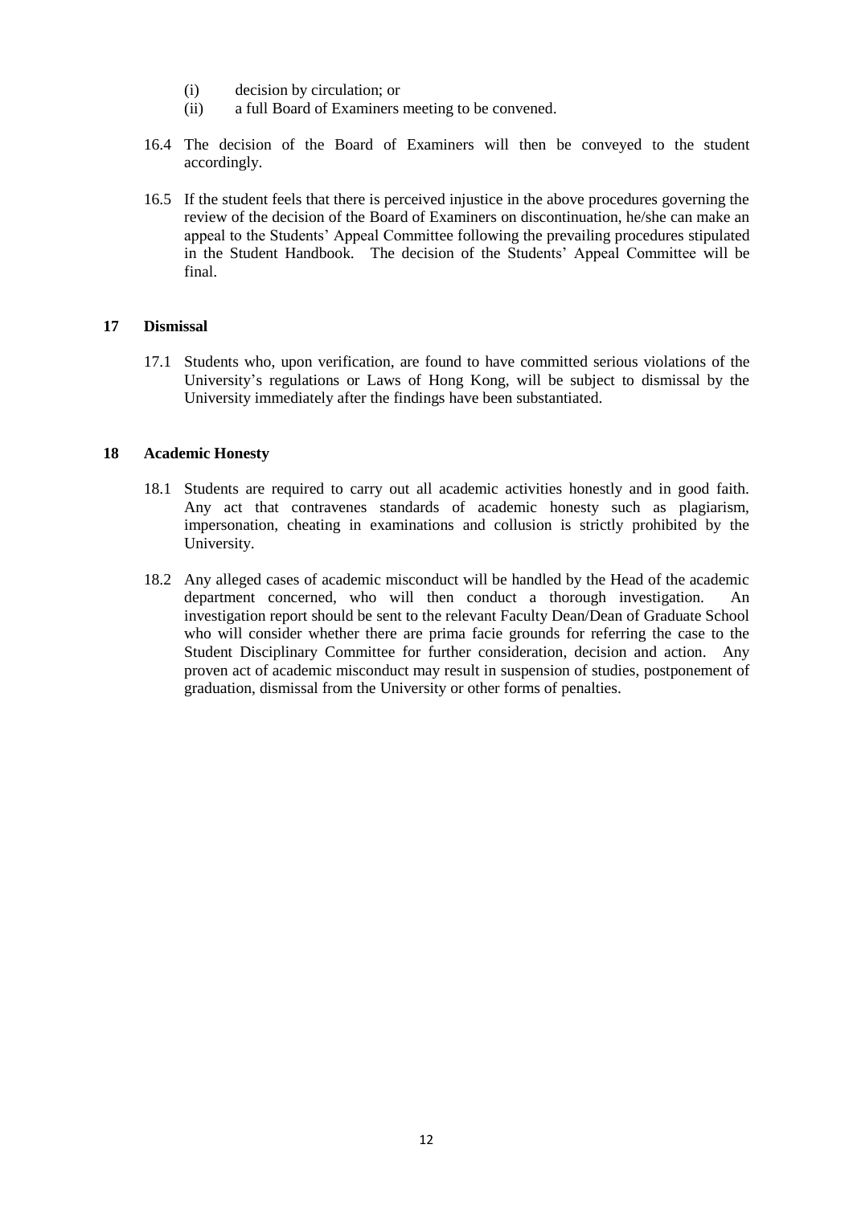(i) decision by circulation; or

(ii) a full Board of Examiners meeting to be convened.

16.4 The decision of the Board of Examiners will then be conveyed to the student accordingly.

16.5 If the student feels that there is perceived injustice in the above procedures governing the review of the decision of the Board of Examiners on discontinuation, he/she can make an appeal to the Students' Appeal Committee following the prevailing procedures stipulated in the Student Handbook. The decision of the Students' Appeal Committee will be final.

## 17 Dismissal

17.1 Students who, upon verification, are found to have committed serious violations of the University's regulations or Laws of Hong Kong, will be subject to dismissal by the University immediately after the findings have been substantiated.

## 18 Academic Honesty

18.1 Students are required to carry out all academic activities honestly and in good faith. Any act that contravenes standards of academic honesty such as plagiarism, impersonation, cheating in examinations and collusion is strictly prohibited by the University.

18.2 Any alleged cases of academic misconduct will be handled by the Head of the academic department concerned, who will then conduct a thorough investigation. An investigation report should be sent to the relevant Faculty Dean/Dean of Graduate School who will consider whether there are prima facie grounds for referring the case to the Student Disciplinary Committee for further consideration, decision and action. Any proven act of academic misconduct may result in suspension of studies, postponement of graduation, dismissal from the University or other forms of penalties.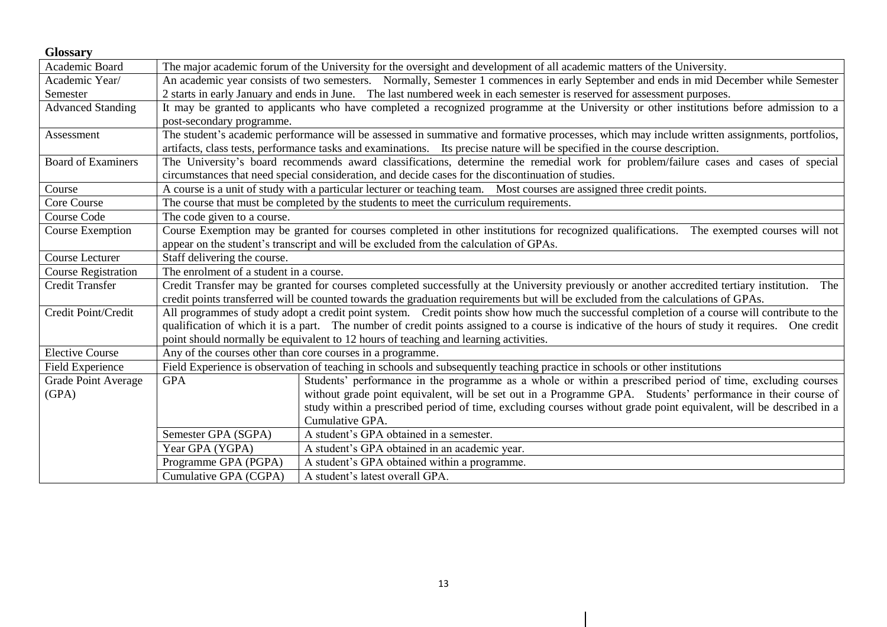**Glossary**

| Term | Description | |
|---|---|---|
| Academic Board | The major academic forum of the University for the oversight and development of all academic matters of the University. | |
| Academic Year/ Semester | An academic year consists of two semesters. Normally, Semester 1 commences in early September and ends in mid December while Semester 2 starts in early January and ends in June. The last numbered week in each semester is reserved for assessment purposes. | |
| Advanced Standing | It may be granted to applicants who have completed a recognized programme at the University or other institutions before admission to a post-secondary programme. | |
| Assessment | The student's academic performance will be assessed in summative and formative processes, which may include written assignments, portfolios, artifacts, class tests, performance tasks and examinations. Its precise nature will be specified in the course description. | |
| Board of Examiners | The University's board recommends award classifications, determine the remedial work for problem/failure cases and cases of special circumstances that need special consideration, and decide cases for the discontinuation of studies. | |
| Course | A course is a unit of study with a particular lecturer or teaching team. Most courses are assigned three credit points. | |
| Core Course | The course that must be completed by the students to meet the curriculum requirements. | |
| Course Code | The code given to a course. | |
| Course Exemption | Course Exemption may be granted for courses completed in other institutions for recognized qualifications. The exempted courses will not appear on the student's transcript and will be excluded from the calculation of GPAs. | |
| Course Lecturer | Staff delivering the course. | |
| Course Registration | The enrolment of a student in a course. | |
| Credit Transfer | Credit Transfer may be granted for courses completed successfully at the University previously or another accredited tertiary institution. The credit points transferred will be counted towards the graduation requirements but will be excluded from the calculations of GPAs. | |
| Credit Point/Credit | All programmes of study adopt a credit point system. Credit points show how much the successful completion of a course will contribute to the qualification of which it is a part. The number of credit points assigned to a course is indicative of the hours of study it requires. One credit point should normally be equivalent to 12 hours of teaching and learning activities. | |
| Elective Course | Any of the courses other than core courses in a programme. | |
| Field Experience | Field Experience is observation of teaching in schools and subsequently teaching practice in schools or other institutions | |
| Grade Point Average (GPA) | GPA | Students' performance in the programme as a whole or within a prescribed period of time, excluding courses without grade point equivalent, will be set out in a Programme GPA. Students' performance in their course of study within a prescribed period of time, excluding courses without grade point equivalent, will be described in a Cumulative GPA. |
| | Semester GPA (SGPA) | A student's GPA obtained in a semester. |
| | Year GPA (YGPA) | A student's GPA obtained in an academic year. |
| | Programme GPA (PGPA) | A student's GPA obtained within a programme. |
| | Cumulative GPA (CGPA) | A student's latest overall GPA. |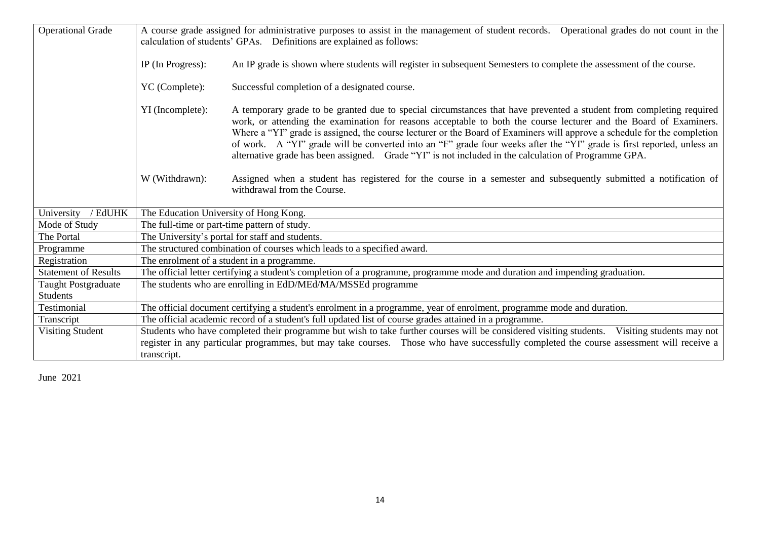| | |
|---|---|
| Operational Grade | A course grade assigned for administrative purposes to assist in the management of student records. Operational grades do not count in the calculation of students' GPAs. Definitions are explained as follows:<br><br>IP (In Progress): An IP grade is shown where students will register in subsequent Semesters to complete the assessment of the course.<br><br>YC (Complete): Successful completion of a designated course.<br><br>YI (Incomplete): A temporary grade to be granted due to special circumstances that have prevented a student from completing required work, or attending the examination for reasons acceptable to both the course lecturer and the Board of Examiners. Where a "YI" grade is assigned, the course lecturer or the Board of Examiners will approve a schedule for the completion of work. A "YI" grade will be converted into an "F" grade four weeks after the "YI" grade is first reported, unless an alternative grade has been assigned. Grade "YI" is not included in the calculation of Programme GPA.<br><br>W (Withdrawn): Assigned when a student has registered for the course in a semester and subsequently submitted a notification of withdrawal from the Course. |
| University / EdUHK | The Education University of Hong Kong. |
| Mode of Study | The full-time or part-time pattern of study. |
| The Portal | The University's portal for staff and students. |
| Programme | The structured combination of courses which leads to a specified award. |
| Registration | The enrolment of a student in a programme. |
| Statement of Results | The official letter certifying a student's completion of a programme, programme mode and duration and impending graduation. |
| Taught Postgraduate Students | The students who are enrolling in EdD/MEd/MA/MSSEd programme |
| Testimonial | The official document certifying a student's enrolment in a programme, year of enrolment, programme mode and duration. |
| Transcript | The official academic record of a student's full updated list of course grades attained in a programme. |
| Visiting Student | Students who have completed their programme but wish to take further courses will be considered visiting students. Visiting students may not register in any particular programmes, but may take courses. Those who have successfully completed the course assessment will receive a transcript. |

June 2021